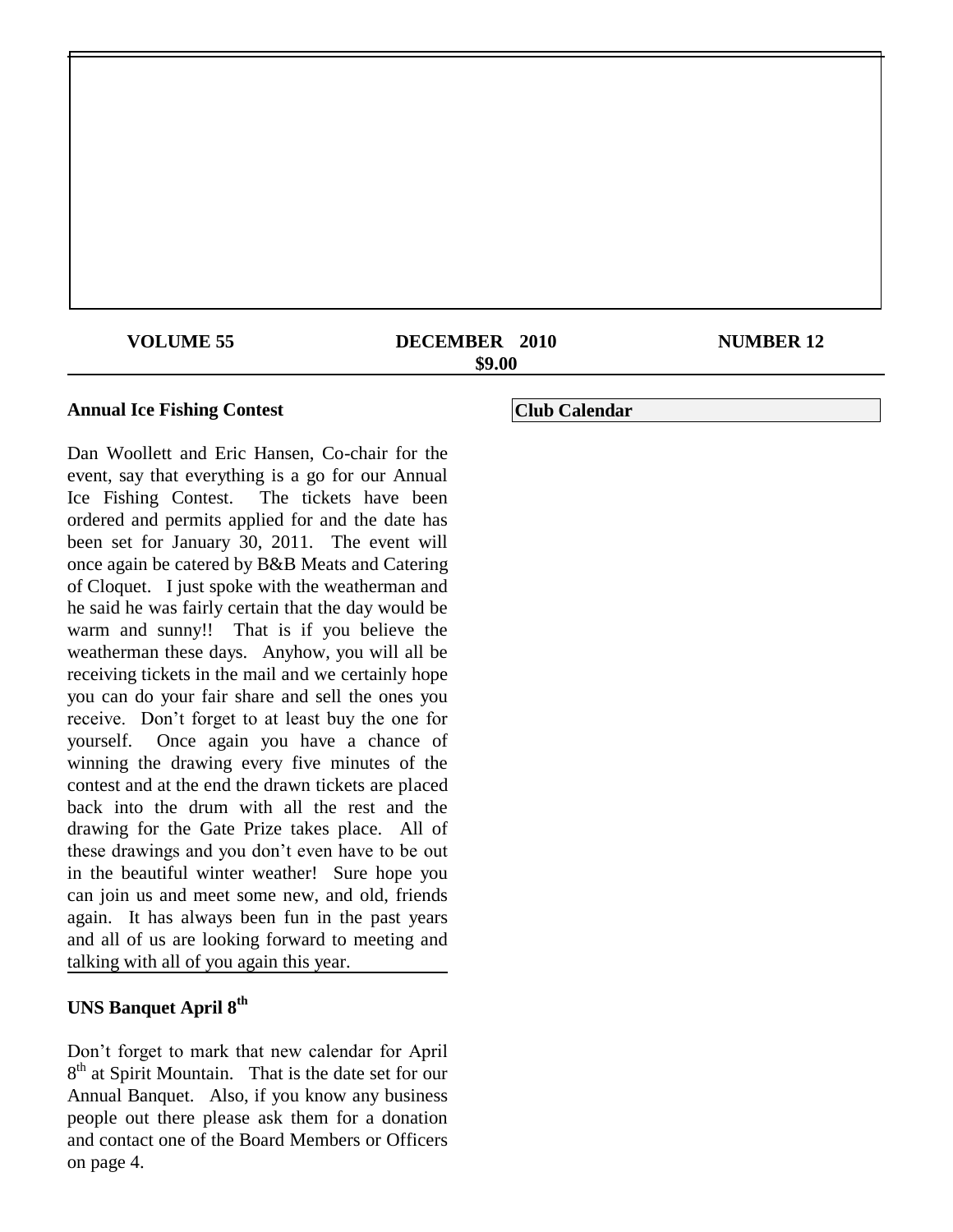**VOLUME 55** **DECEMBER 2010** **NUMBER 12**

**$9.00**

## Annual Ice Fishing Contest

Dan Woollett and Eric Hansen, Co-chair for the event, say that everything is a go for our Annual Ice Fishing Contest. The tickets have been ordered and permits applied for and the date has been set for January 30, 2011. The event will once again be catered by B&B Meats and Catering of Cloquet. I just spoke with the weatherman and he said he was fairly certain that the day would be warm and sunny!! That is if you believe the weatherman these days. Anyhow, you will all be receiving tickets in the mail and we certainly hope you can do your fair share and sell the ones you receive. Don't forget to at least buy the one for yourself. Once again you have a chance of winning the drawing every five minutes of the contest and at the end the drawn tickets are placed back into the drum with all the rest and the drawing for the Gate Prize takes place. All of these drawings and you don't even have to be out in the beautiful winter weather! Sure hope you can join us and meet some new, and old, friends again. It has always been fun in the past years and all of us are looking forward to meeting and talking with all of you again this year.

## UNS Banquet April 8th

Don't forget to mark that new calendar for April 8th at Spirit Mountain. That is the date set for our Annual Banquet. Also, if you know any business people out there please ask them for a donation and contact one of the Board Members or Officers on page 4.

## Club Calendar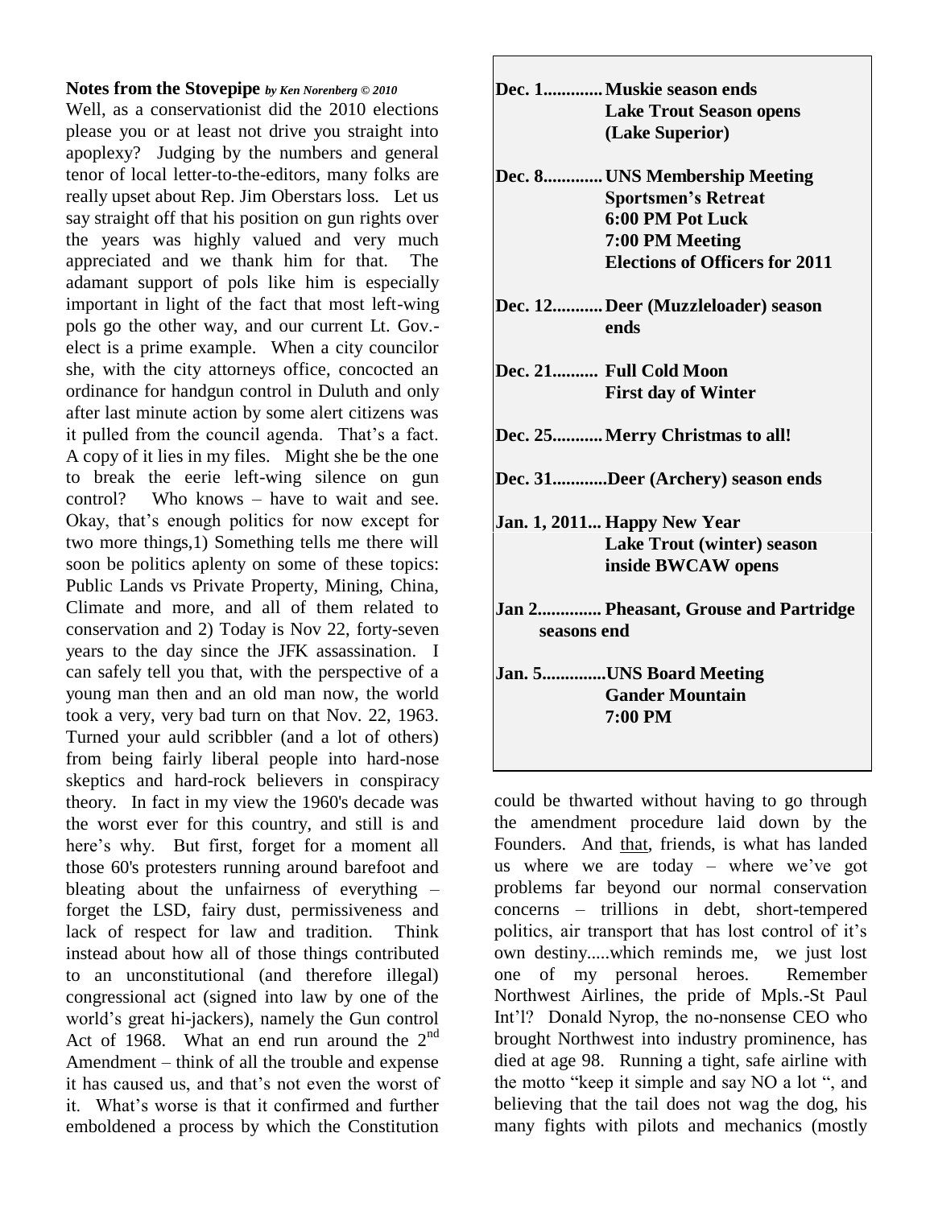**Notes from the Stovepipe** *by Ken Norenberg © 2010*

Well, as a conservationist did the 2010 elections please you or at least not drive you straight into apoplexy? Judging by the numbers and general tenor of local letter-to-the-editors, many folks are really upset about Rep. Jim Oberstars loss. Let us say straight off that his position on gun rights over the years was highly valued and very much appreciated and we thank him for that. The adamant support of pols like him is especially important in light of the fact that most left-wing pols go the other way, and our current Lt. Gov.-elect is a prime example. When a city councilor she, with the city attorneys office, concocted an ordinance for handgun control in Duluth and only after last minute action by some alert citizens was it pulled from the council agenda. That's a fact. A copy of it lies in my files. Might she be the one to break the eerie left-wing silence on gun control? Who knows – have to wait and see. Okay, that's enough politics for now except for two more things,1) Something tells me there will soon be politics aplenty on some of these topics: Public Lands vs Private Property, Mining, China, Climate and more, and all of them related to conservation and 2) Today is Nov 22, forty-seven years to the day since the JFK assassination. I can safely tell you that, with the perspective of a young man then and an old man now, the world took a very, very bad turn on that Nov. 22, 1963. Turned your auld scribbler (and a lot of others) from being fairly liberal people into hard-nose skeptics and hard-rock believers in conspiracy theory. In fact in my view the 1960's decade was the worst ever for this country, and still is and here's why. But first, forget for a moment all those 60's protesters running around barefoot and bleating about the unfairness of everything – forget the LSD, fairy dust, permissiveness and lack of respect for law and tradition. Think instead about how all of those things contributed to an unconstitutional (and therefore illegal) congressional act (signed into law by one of the world's great hi-jackers), namely the Gun control Act of 1968. What an end run around the 2nd Amendment – think of all the trouble and expense it has caused us, and that's not even the worst of it. What's worse is that it confirmed and further emboldened a process by which the Constitution could be thwarted without having to go through the amendment procedure laid down by the Founders. And that, friends, is what has landed us where we are today – where we've got problems far beyond our normal conservation concerns – trillions in debt, short-tempered politics, air transport that has lost control of it's own destiny.....which reminds me, we just lost one of my personal heroes. Remember Northwest Airlines, the pride of Mpls.-St Paul Int'l? Donald Nyrop, the no-nonsense CEO who brought Northwest into industry prominence, has died at age 98. Running a tight, safe airline with the motto "keep it simple and say NO a lot ", and believing that the tail does not wag the dog, his many fights with pilots and mechanics (mostly

**Dec. 1............. Muskie season ends**
**Lake Trout Season opens**
**(Lake Superior)**

**Dec. 8............. UNS Membership Meeting**
**Sportsmen's Retreat**
**6:00 PM Pot Luck**
**7:00 PM Meeting**
**Elections of Officers for 2011**

**Dec. 12........... Deer (Muzzleloader) season ends**

**Dec. 21.......... Full Cold Moon**
**First day of Winter**

**Dec. 25........... Merry Christmas to all!**

**Dec. 31............Deer (Archery) season ends**

**Jan. 1, 2011... Happy New Year**
**Lake Trout (winter) season inside BWCAW opens**

**Jan 2.............. Pheasant, Grouse and Partridge seasons end**

**Jan. 5..............UNS Board Meeting**
**Gander Mountain**
**7:00 PM**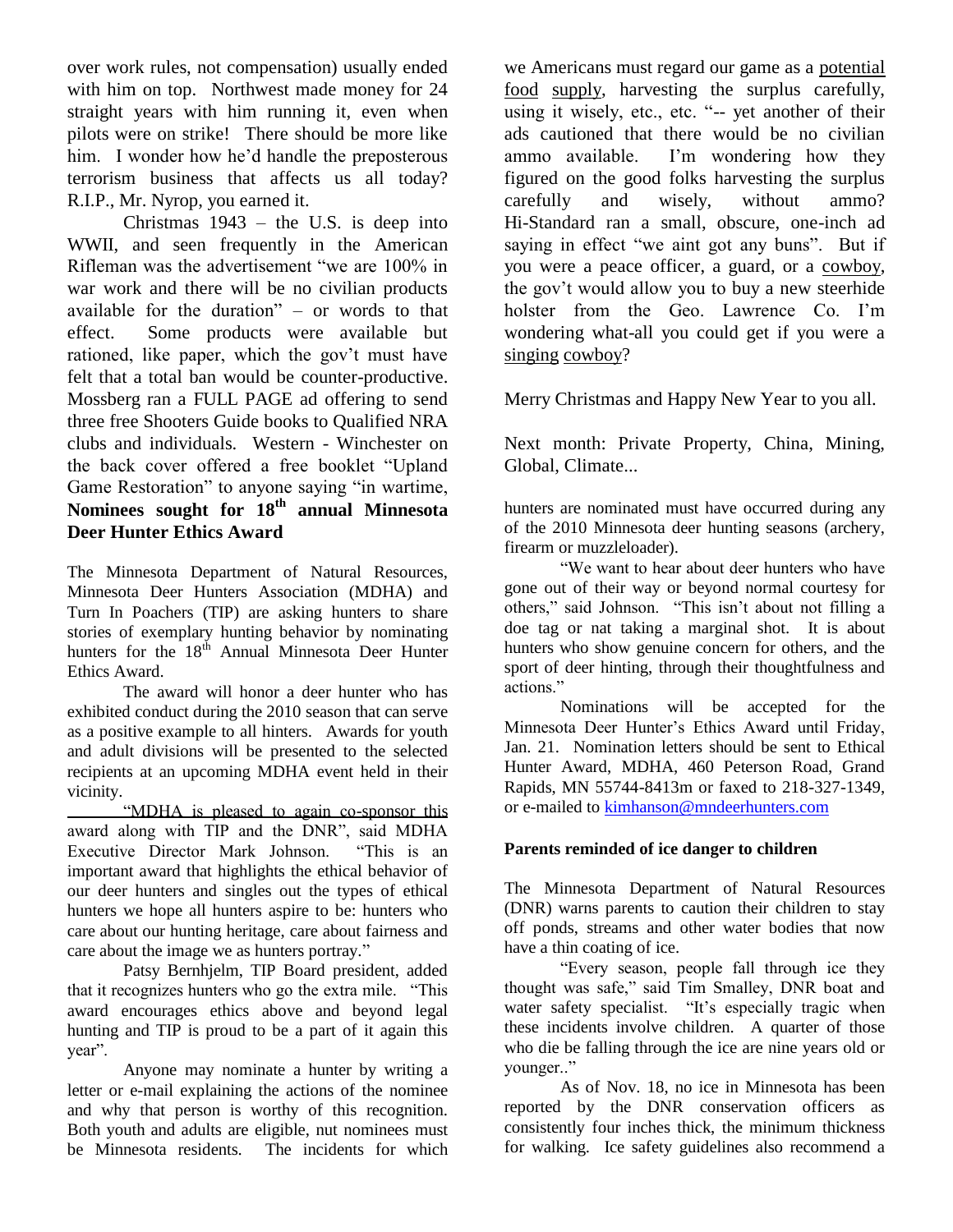over work rules, not compensation) usually ended with him on top. Northwest made money for 24 straight years with him running it, even when pilots were on strike! There should be more like him. I wonder how he'd handle the preposterous terrorism business that affects us all today? R.I.P., Mr. Nyrop, you earned it.

Christmas 1943 – the U.S. is deep into WWII, and seen frequently in the American Rifleman was the advertisement "we are 100% in war work and there will be no civilian products available for the duration" – or words to that effect. Some products were available but rationed, like paper, which the gov't must have felt that a total ban would be counter-productive. Mossberg ran a FULL PAGE ad offering to send three free Shooters Guide books to Qualified NRA clubs and individuals. Western - Winchester on the back cover offered a free booklet "Upland Game Restoration" to anyone saying "in wartime, we Americans must regard our game as a potential food supply, harvesting the surplus carefully, using it wisely, etc., etc. "-- yet another of their ads cautioned that there would be no civilian ammo available. I'm wondering how they figured on the good folks harvesting the surplus carefully and wisely, without ammo? Hi-Standard ran a small, obscure, one-inch ad saying in effect "we aint got any buns". But if you were a peace officer, a guard, or a cowboy, the gov't would allow you to buy a new steerhide holster from the Geo. Lawrence Co. I'm wondering what-all you could get if you were a singing cowboy?

Merry Christmas and Happy New Year to you all.

Next month: Private Property, China, Mining, Global, Climate...

**Nominees sought for 18th annual Minnesota Deer Hunter Ethics Award**

The Minnesota Department of Natural Resources, Minnesota Deer Hunters Association (MDHA) and Turn In Poachers (TIP) are asking hunters to share stories of exemplary hunting behavior by nominating hunters for the 18th Annual Minnesota Deer Hunter Ethics Award.

The award will honor a deer hunter who has exhibited conduct during the 2010 season that can serve as a positive example to all hinters. Awards for youth and adult divisions will be presented to the selected recipients at an upcoming MDHA event held in their vicinity.

"MDHA is pleased to again co-sponsor this award along with TIP and the DNR", said MDHA Executive Director Mark Johnson. "This is an important award that highlights the ethical behavior of our deer hunters and singles out the types of ethical hunters we hope all hunters aspire to be: hunters who care about our hunting heritage, care about fairness and care about the image we as hunters portray."

Patsy Bernhjelm, TIP Board president, added that it recognizes hunters who go the extra mile. "This award encourages ethics above and beyond legal hunting and TIP is proud to be a part of it again this year".

Anyone may nominate a hunter by writing a letter or e-mail explaining the actions of the nominee and why that person is worthy of this recognition. Both youth and adults are eligible, nut nominees must be Minnesota residents. The incidents for which hunters are nominated must have occurred during any of the 2010 Minnesota deer hunting seasons (archery, firearm or muzzleloader).

"We want to hear about deer hunters who have gone out of their way or beyond normal courtesy for others," said Johnson. "This isn't about not filling a doe tag or nat taking a marginal shot. It is about hunters who show genuine concern for others, and the sport of deer hinting, through their thoughtfulness and actions."

Nominations will be accepted for the Minnesota Deer Hunter's Ethics Award until Friday, Jan. 21. Nomination letters should be sent to Ethical Hunter Award, MDHA, 460 Peterson Road, Grand Rapids, MN 55744-8413m or faxed to 218-327-1349, or e-mailed to kimhanson@mndeerhunters.com

**Parents reminded of ice danger to children**

The Minnesota Department of Natural Resources (DNR) warns parents to caution their children to stay off ponds, streams and other water bodies that now have a thin coating of ice.

"Every season, people fall through ice they thought was safe," said Tim Smalley, DNR boat and water safety specialist. "It's especially tragic when these incidents involve children. A quarter of those who die be falling through the ice are nine years old or younger.."

As of Nov. 18, no ice in Minnesota has been reported by the DNR conservation officers as consistently four inches thick, the minimum thickness for walking. Ice safety guidelines also recommend a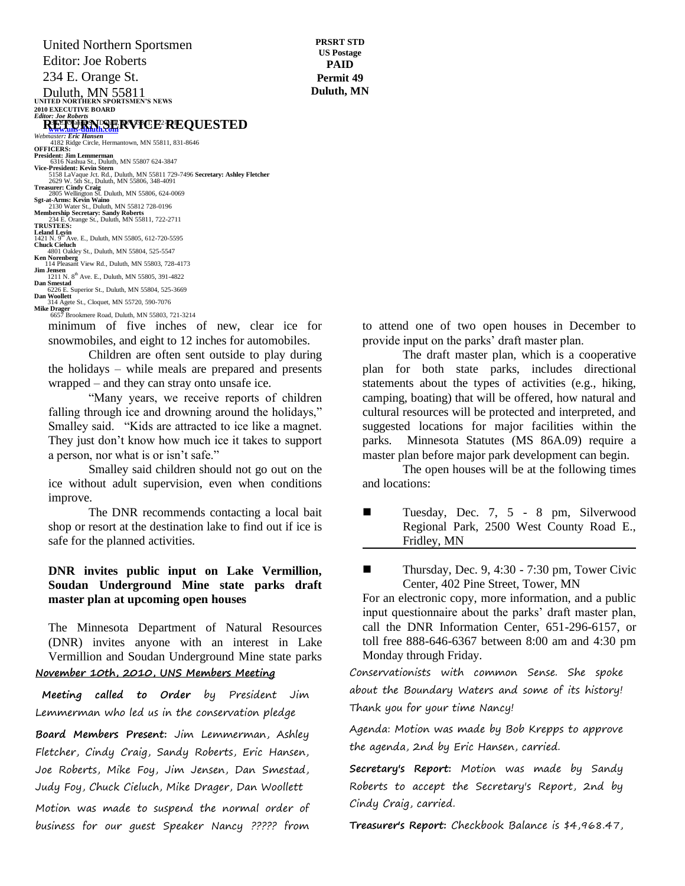United Northern Sportsmen
Editor: Joe Roberts
234 E. Orange St.
Duluth, MN 55811

PRSRT STD
US Postage
**PAID**
Permit 49
Duluth, MN

**RETURN SERVICE REQUESTED**

**UNITED NORTHERN SPORTSMEN'S NEWS**
**2010 EXECUTIVE BOARD**
*Editor: Joe Roberts*
**www.uns-duluth.com**
*Webmaster: Eric Hansen*
4182 Ridge Circle, Hermantown, MN 55811, 831-8646

**OFFICERS:**
**President: Jim Lemmerman**
6316 Nashua St., Duluth, MN 55807 624-3847
**Vice-President: Kevin Stern**
5158 LaVaque Jct. Rd., Duluth, MN 55811 729-7496
**Secretary: Ashley Fletcher**
2629 W. 5th St., Duluth, MN 55806, 348-4091
**Treasurer: Cindy Craig**
2805 Wellington St. Duluth, MN 55806, 624-0069
**Sgt-at-Arms: Kevin Waino**
2130 Water St., Duluth, MN 55812 728-0196
**Membership Secretary: Sandy Roberts**
234 E. Orange St., Duluth, MN 55811, 722-2711

**TRUSTEES:**
**Leland Levin**
1421 N. 9th Ave. E., Duluth, MN 55805, 612-720-5595
**Chuck Cieluch**
4801 Oakley St., Duluth, MN 55804, 525-5547
**Ken Norenberg**
114 Pleasant View Rd., Duluth, MN 55803, 728-4173
**Jim Jensen**
1211 N. 8th Ave. E., Duluth, MN 55805, 391-4822
**Dan Smestad**
6226 E. Superior St., Duluth, MN 55804, 525-3669
**Dan Woollett**
314 Agete St., Cloquet, MN 55720, 590-7076
**Mike Drager**
6657 Brookmere Road, Duluth, MN 55803, 721-3214

minimum of five inches of new, clear ice for snowmobiles, and eight to 12 inches for automobiles.

Children are often sent outside to play during the holidays – while meals are prepared and presents wrapped – and they can stray onto unsafe ice.

"Many years, we receive reports of children falling through ice and drowning around the holidays," Smalley said. "Kids are attracted to ice like a magnet. They just don't know how much ice it takes to support a person, nor what is or isn't safe."

Smalley said children should not go out on the ice without adult supervision, even when conditions improve.

The DNR recommends contacting a local bait shop or resort at the destination lake to find out if ice is safe for the planned activities.

### DNR invites public input on Lake Vermillion, Soudan Underground Mine state parks draft master plan at upcoming open houses

The Minnesota Department of Natural Resources (DNR) invites anyone with an interest in Lake Vermillion and Soudan Underground Mine state parks to attend one of two open houses in December to provide input on the parks' draft master plan.

The draft master plan, which is a cooperative plan for both state parks, includes directional statements about the types of activities (e.g., hiking, camping, boating) that will be offered, how natural and cultural resources will be protected and interpreted, and suggested locations for major facilities within the parks. Minnesota Statutes (MS 86A.09) require a master plan before major park development can begin.

The open houses will be at the following times and locations:

- Tuesday, Dec. 7, 5 - 8 pm, Silverwood Regional Park, 2500 West County Road E., Fridley, MN
- Thursday, Dec. 9, 4:30 - 7:30 pm, Tower Civic Center, 402 Pine Street, Tower, MN

For an electronic copy, more information, and a public input questionnaire about the parks' draft master plan, call the DNR Information Center, 651-296-6157, or toll free 888-646-6367 between 8:00 am and 4:30 pm Monday through Friday.

## November 10th, 2010, UNS Members Meeting

**Meeting called to Order** by President Jim Lemmerman who led us in the conservation pledge

**Board Members Present:** Jim Lemmerman, Ashley Fletcher, Cindy Craig, Sandy Roberts, Eric Hansen, Joe Roberts, Mike Foy, Jim Jensen, Dan Smestad, Judy Foy, Chuck Cieluch, Mike Drager, Dan Woollett

Motion was made to suspend the normal order of business for our guest Speaker Nancy ????? from Conservationists with common Sense. She spoke about the Boundary Waters and some of its history! Thank you for your time Nancy!

Agenda: Motion was made by Bob Krepps to approve the agenda, 2nd by Eric Hansen, carried.

**Secretary's Report:** Motion was made by Sandy Roberts to accept the Secretary's Report, 2nd by Cindy Craig, carried.

**Treasurer's Report:** Checkbook Balance is $4,968.47,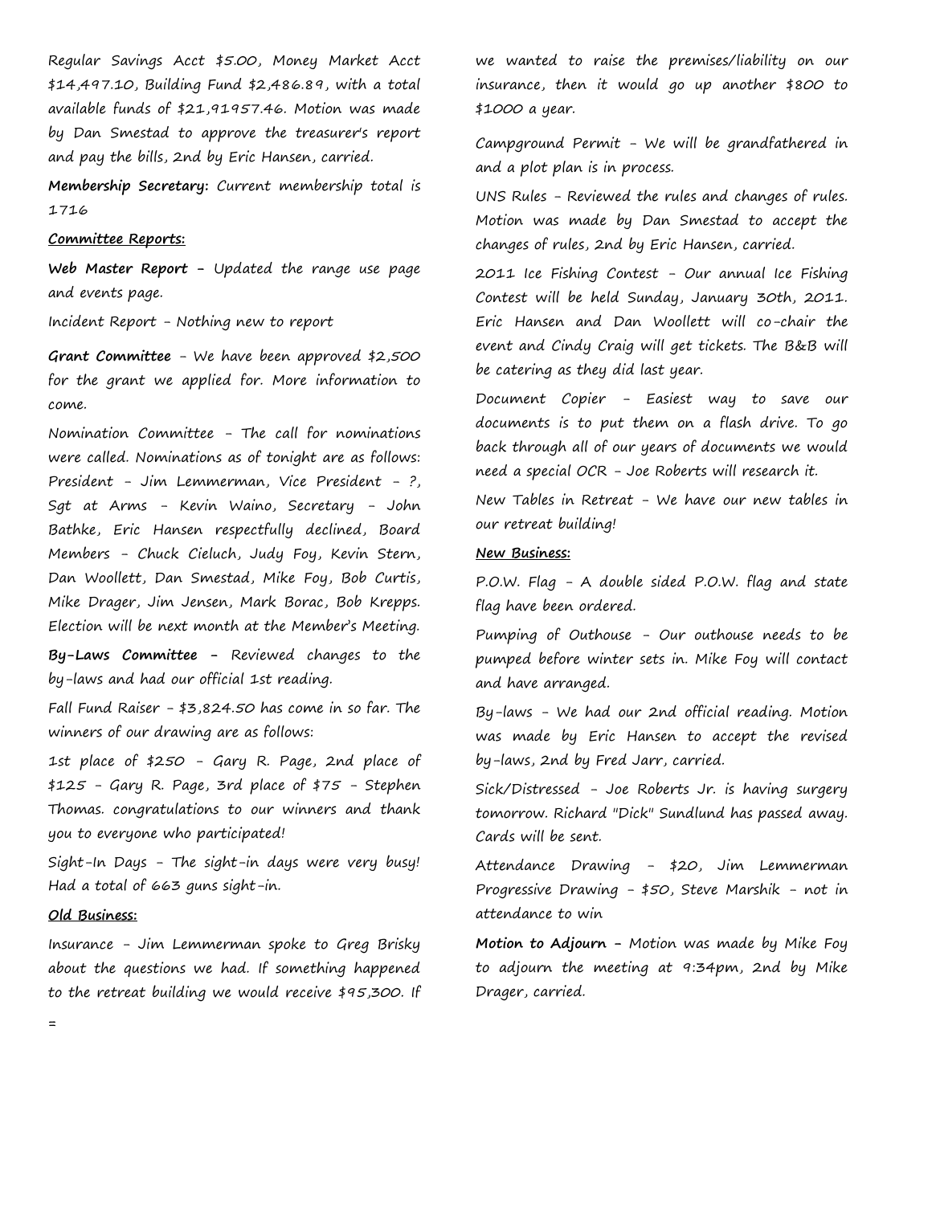Regular Savings Acct $5.00, Money Market Acct $14,497.10, Building Fund $2,486.89, with a total available funds of $21,91957.46. Motion was made by Dan Smestad to approve the treasurer's report and pay the bills, 2nd by Eric Hansen, carried.

**Membership Secretary:** Current membership total is 1716

**Committee Reports:**

**Web Master Report -** Updated the range use page and events page.

Incident Report - Nothing new to report

**Grant Committee** - We have been approved $2,500 for the grant we applied for. More information to come.

Nomination Committee - The call for nominations were called. Nominations as of tonight are as follows: President - Jim Lemmerman, Vice President - ?, Sgt at Arms - Kevin Waino, Secretary - John Bathke, Eric Hansen respectfully declined, Board Members - Chuck Cieluch, Judy Foy, Kevin Stern, Dan Woollett, Dan Smestad, Mike Foy, Bob Curtis, Mike Drager, Jim Jensen, Mark Borac, Bob Krepps. Election will be next month at the Member's Meeting.

**By-Laws Committee -** Reviewed changes to the by-laws and had our official 1st reading.

Fall Fund Raiser - $3,824.50 has come in so far. The winners of our drawing are as follows:

1st place of $250 - Gary R. Page, 2nd place of $125 - Gary R. Page, 3rd place of $75 - Stephen Thomas. congratulations to our winners and thank you to everyone who participated!

Sight-In Days - The sight-in days were very busy! Had a total of 663 guns sight-in.

**Old Business:**

Insurance - Jim Lemmerman spoke to Greg Brisky about the questions we had. If something happened to the retreat building we would receive $95,300. If we wanted to raise the premises/liability on our insurance, then it would go up another $800 to $1000 a year.

Campground Permit - We will be grandfathered in and a plot plan is in process.

UNS Rules - Reviewed the rules and changes of rules. Motion was made by Dan Smestad to accept the changes of rules, 2nd by Eric Hansen, carried.

2011 Ice Fishing Contest - Our annual Ice Fishing Contest will be held Sunday, January 30th, 2011. Eric Hansen and Dan Woollett will co-chair the event and Cindy Craig will get tickets. The B&B will be catering as they did last year.

Document Copier - Easiest way to save our documents is to put them on a flash drive. To go back through all of our years of documents we would need a special OCR - Joe Roberts will research it.

New Tables in Retreat - We have our new tables in our retreat building!

**New Business:**

P.O.W. Flag - A double sided P.O.W. flag and state flag have been ordered.

Pumping of Outhouse - Our outhouse needs to be pumped before winter sets in. Mike Foy will contact and have arranged.

By-laws - We had our 2nd official reading. Motion was made by Eric Hansen to accept the revised by-laws, 2nd by Fred Jarr, carried.

Sick/Distressed - Joe Roberts Jr. is having surgery tomorrow. Richard "Dick" Sundlund has passed away. Cards will be sent.

Attendance Drawing - $20, Jim Lemmerman
Progressive Drawing - $50, Steve Marshik - not in attendance to win

**Motion to Adjourn -** Motion was made by Mike Foy to adjourn the meeting at 9:34pm, 2nd by Mike Drager, carried.

=